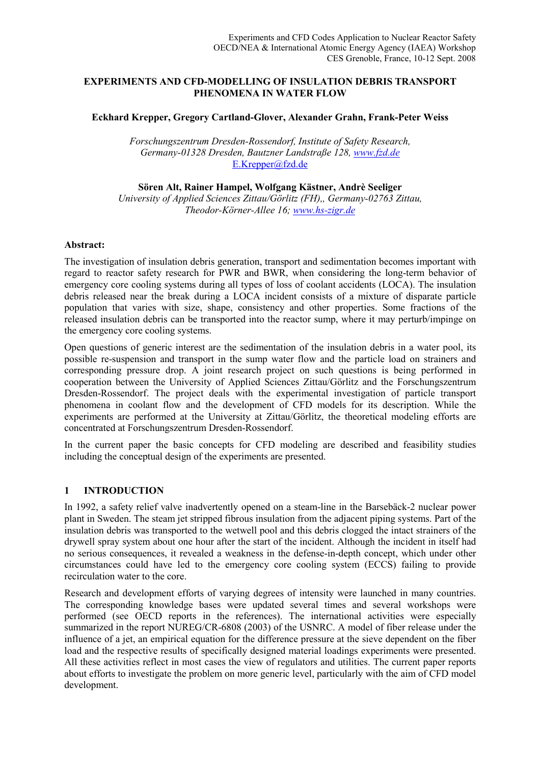Experiments and CFD Codes Application to Nuclear Reactor Safety
OECD/NEA & International Atomic Energy Agency (IAEA) Workshop
CES Grenoble, France, 10-12 Sept. 2008

# EXPERIMENTS AND CFD-MODELLING OF INSULATION DEBRIS TRANSPORT PHENOMENA IN WATER FLOW

**Eckhard Krepper, Gregory Cartland-Glover, Alexander Grahn, Frank-Peter Weiss**

*Forschungszentrum Dresden-Rossendorf, Institute of Safety Research, Germany-01328 Dresden, Bautzner Landstraße 128, www.fzd.de*
E.Krepper@fzd.de

**Sören Alt, Rainer Hampel, Wolfgang Kästner, Andrè Seeliger**
*University of Applied Sciences Zittau/Görlitz (FH),, Germany-02763 Zittau, Theodor-Körner-Allee 16; www.hs-zigr.de*

**Abstract:**

The investigation of insulation debris generation, transport and sedimentation becomes important with regard to reactor safety research for PWR and BWR, when considering the long-term behavior of emergency core cooling systems during all types of loss of coolant accidents (LOCA). The insulation debris released near the break during a LOCA incident consists of a mixture of disparate particle population that varies with size, shape, consistency and other properties. Some fractions of the released insulation debris can be transported into the reactor sump, where it may perturb/impinge on the emergency core cooling systems.

Open questions of generic interest are the sedimentation of the insulation debris in a water pool, its possible re-suspension and transport in the sump water flow and the particle load on strainers and corresponding pressure drop. A joint research project on such questions is being performed in cooperation between the University of Applied Sciences Zittau/Görlitz and the Forschungszentrum Dresden-Rossendorf. The project deals with the experimental investigation of particle transport phenomena in coolant flow and the development of CFD models for its description. While the experiments are performed at the University at Zittau/Görlitz, the theoretical modeling efforts are concentrated at Forschungszentrum Dresden-Rossendorf.

In the current paper the basic concepts for CFD modeling are described and feasibility studies including the conceptual design of the experiments are presented.

## 1 INTRODUCTION

In 1992, a safety relief valve inadvertently opened on a steam-line in the Barsebäck-2 nuclear power plant in Sweden. The steam jet stripped fibrous insulation from the adjacent piping systems. Part of the insulation debris was transported to the wetwell pool and this debris clogged the intact strainers of the drywell spray system about one hour after the start of the incident. Although the incident in itself had no serious consequences, it revealed a weakness in the defense-in-depth concept, which under other circumstances could have led to the emergency core cooling system (ECCS) failing to provide recirculation water to the core.

Research and development efforts of varying degrees of intensity were launched in many countries. The corresponding knowledge bases were updated several times and several workshops were performed (see OECD reports in the references). The international activities were especially summarized in the report NUREG/CR-6808 (2003) of the USNRC. A model of fiber release under the influence of a jet, an empirical equation for the difference pressure at the sieve dependent on the fiber load and the respective results of specifically designed material loadings experiments were presented. All these activities reflect in most cases the view of regulators and utilities. The current paper reports about efforts to investigate the problem on more generic level, particularly with the aim of CFD model development.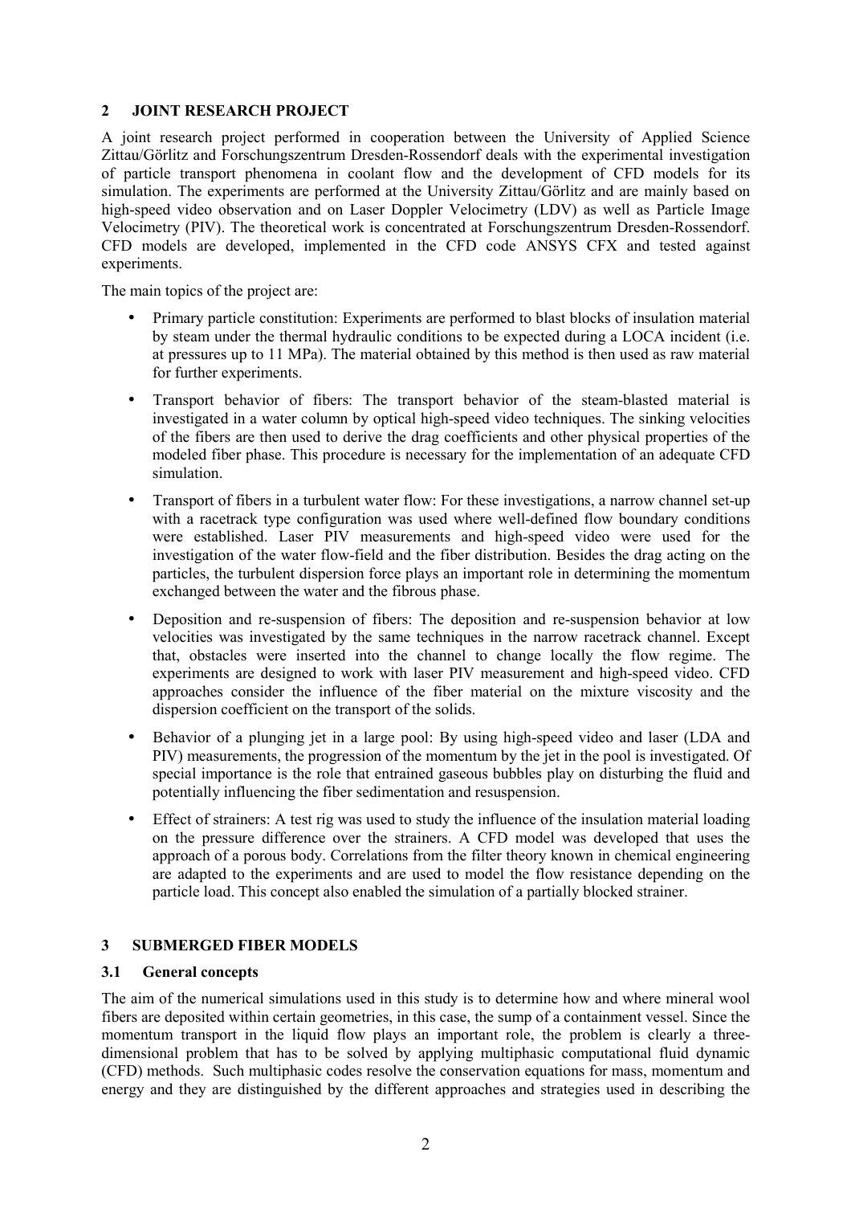## 2 JOINT RESEARCH PROJECT

A joint research project performed in cooperation between the University of Applied Science Zittau/Görlitz and Forschungszentrum Dresden-Rossendorf deals with the experimental investigation of particle transport phenomena in coolant flow and the development of CFD models for its simulation. The experiments are performed at the University Zittau/Görlitz and are mainly based on high-speed video observation and on Laser Doppler Velocimetry (LDV) as well as Particle Image Velocimetry (PIV). The theoretical work is concentrated at Forschungszentrum Dresden-Rossendorf. CFD models are developed, implemented in the CFD code ANSYS CFX and tested against experiments.

The main topics of the project are:

- Primary particle constitution: Experiments are performed to blast blocks of insulation material by steam under the thermal hydraulic conditions to be expected during a LOCA incident (i.e. at pressures up to 11 MPa). The material obtained by this method is then used as raw material for further experiments.
- Transport behavior of fibers: The transport behavior of the steam-blasted material is investigated in a water column by optical high-speed video techniques. The sinking velocities of the fibers are then used to derive the drag coefficients and other physical properties of the modeled fiber phase. This procedure is necessary for the implementation of an adequate CFD simulation.
- Transport of fibers in a turbulent water flow: For these investigations, a narrow channel set-up with a racetrack type configuration was used where well-defined flow boundary conditions were established. Laser PIV measurements and high-speed video were used for the investigation of the water flow-field and the fiber distribution. Besides the drag acting on the particles, the turbulent dispersion force plays an important role in determining the momentum exchanged between the water and the fibrous phase.
- Deposition and re-suspension of fibers: The deposition and re-suspension behavior at low velocities was investigated by the same techniques in the narrow racetrack channel. Except that, obstacles were inserted into the channel to change locally the flow regime. The experiments are designed to work with laser PIV measurement and high-speed video. CFD approaches consider the influence of the fiber material on the mixture viscosity and the dispersion coefficient on the transport of the solids.
- Behavior of a plunging jet in a large pool: By using high-speed video and laser (LDA and PIV) measurements, the progression of the momentum by the jet in the pool is investigated. Of special importance is the role that entrained gaseous bubbles play on disturbing the fluid and potentially influencing the fiber sedimentation and resuspension.
- Effect of strainers: A test rig was used to study the influence of the insulation material loading on the pressure difference over the strainers. A CFD model was developed that uses the approach of a porous body. Correlations from the filter theory known in chemical engineering are adapted to the experiments and are used to model the flow resistance depending on the particle load. This concept also enabled the simulation of a partially blocked strainer.

## 3 SUBMERGED FIBER MODELS

### 3.1 General concepts

The aim of the numerical simulations used in this study is to determine how and where mineral wool fibers are deposited within certain geometries, in this case, the sump of a containment vessel. Since the momentum transport in the liquid flow plays an important role, the problem is clearly a three-dimensional problem that has to be solved by applying multiphasic computational fluid dynamic (CFD) methods. Such multiphasic codes resolve the conservation equations for mass, momentum and energy and they are distinguished by the different approaches and strategies used in describing the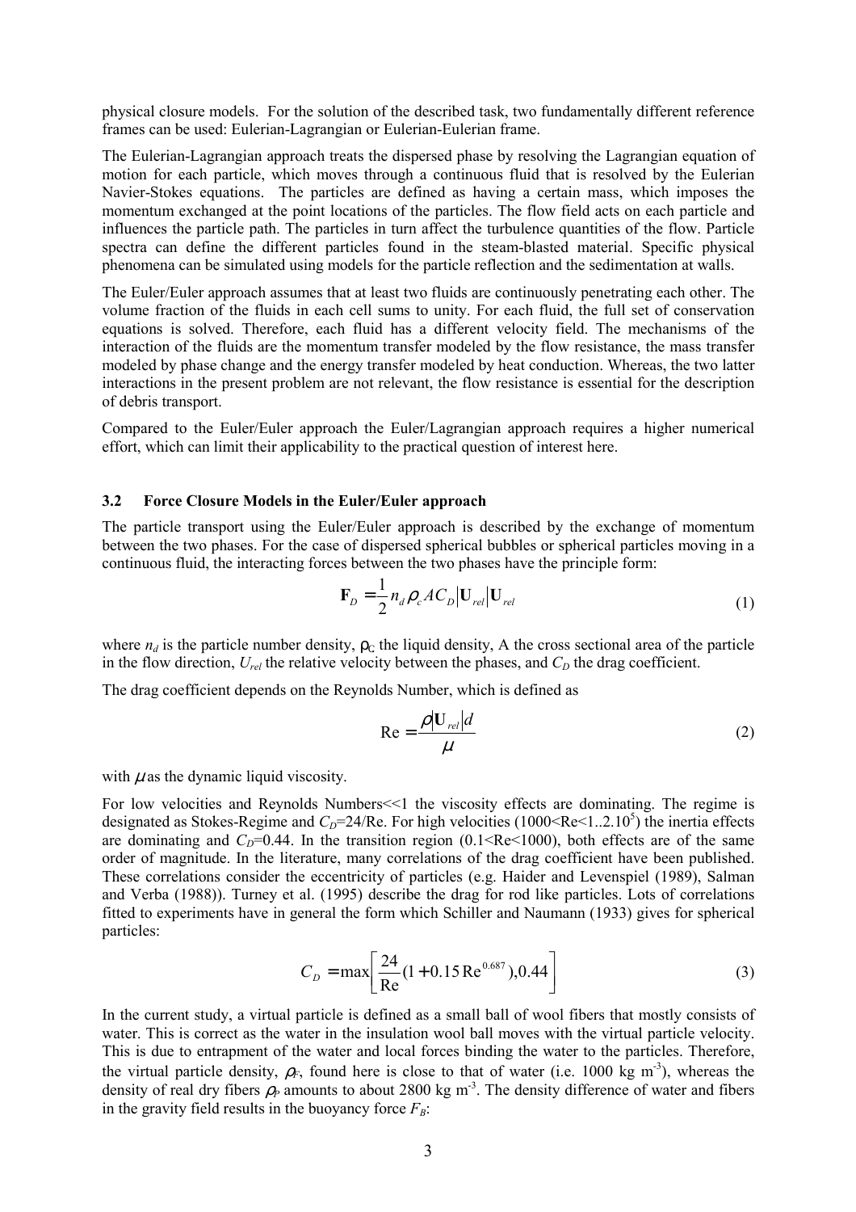physical closure models. For the solution of the described task, two fundamentally different reference frames can be used: Eulerian-Lagrangian or Eulerian-Eulerian frame.

The Eulerian-Lagrangian approach treats the dispersed phase by resolving the Lagrangian equation of motion for each particle, which moves through a continuous fluid that is resolved by the Eulerian Navier-Stokes equations. The particles are defined as having a certain mass, which imposes the momentum exchanged at the point locations of the particles. The flow field acts on each particle and influences the particle path. The particles in turn affect the turbulence quantities of the flow. Particle spectra can define the different particles found in the steam-blasted material. Specific physical phenomena can be simulated using models for the particle reflection and the sedimentation at walls.

The Euler/Euler approach assumes that at least two fluids are continuously penetrating each other. The volume fraction of the fluids in each cell sums to unity. For each fluid, the full set of conservation equations is solved. Therefore, each fluid has a different velocity field. The mechanisms of the interaction of the fluids are the momentum transfer modeled by the flow resistance, the mass transfer modeled by phase change and the energy transfer modeled by heat conduction. Whereas, the two latter interactions in the present problem are not relevant, the flow resistance is essential for the description of debris transport.

Compared to the Euler/Euler approach the Euler/Lagrangian approach requires a higher numerical effort, which can limit their applicability to the practical question of interest here.

### 3.2 Force Closure Models in the Euler/Euler approach

The particle transport using the Euler/Euler approach is described by the exchange of momentum between the two phases. For the case of dispersed spherical bubbles or spherical particles moving in a continuous fluid, the interacting forces between the two phases have the principle form:

$$\mathbf{F}_D = \frac{1}{2} n_d \rho_c A C_D \left|\mathbf{U}_{rel}\right| \mathbf{U}_{rel} \tag{1}$$

where $n_d$ is the particle number density, $\rho_C$ the liquid density, A the cross sectional area of the particle in the flow direction, $U_{rel}$ the relative velocity between the phases, and $C_D$ the drag coefficient.

The drag coefficient depends on the Reynolds Number, which is defined as

$$\mathrm{Re} = \frac{\rho \left|\mathbf{U}_{rel}\right| d}{\mu} \tag{2}$$

with $\mu$ as the dynamic liquid viscosity.

For low velocities and Reynolds Numbers<<1 the viscosity effects are dominating. The regime is designated as Stokes-Regime and $C_D$=24/Re. For high velocities (1000<Re<1..2.10$^5$) the inertia effects are dominating and $C_D$=0.44. In the transition region (0.1<Re<1000), both effects are of the same order of magnitude. In the literature, many correlations of the drag coefficient have been published. These correlations consider the eccentricity of particles (e.g. Haider and Levenspiel (1989), Salman and Verba (1988)). Turney et al. (1995) describe the drag for rod like particles. Lots of correlations fitted to experiments have in general the form which Schiller and Naumann (1933) gives for spherical particles:

$$C_D = \max\left[\frac{24}{\mathrm{Re}}(1 + 0.15\,\mathrm{Re}^{0.687}), 0.44\right] \tag{3}$$

In the current study, a virtual particle is defined as a small ball of wool fibers that mostly consists of water. This is correct as the water in the insulation wool ball moves with the virtual particle velocity. This is due to entrapment of the water and local forces binding the water to the particles. Therefore, the virtual particle density, $\rho_F$, found here is close to that of water (i.e. 1000 kg m$^{-3}$), whereas the density of real dry fibers $\rho_P$ amounts to about 2800 kg m$^{-3}$. The density difference of water and fibers in the gravity field results in the buoyancy force $F_B$: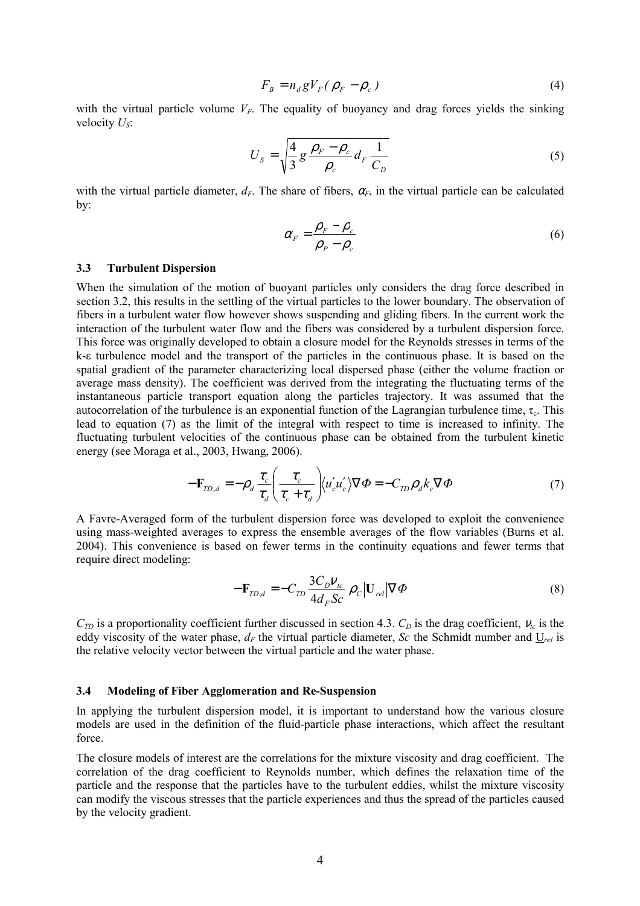$$F_B = n_d g V_F ( \rho_F - \rho_c ) \tag{4}$$

with the virtual particle volume $V_F$. The equality of buoyancy and drag forces yields the sinking velocity $U_S$:

$$U_S = \sqrt{\frac{4}{3} g \frac{\rho_F - \rho_c}{\rho_c} d_F \frac{1}{C_D}} \tag{5}$$

with the virtual particle diameter, $d_F$. The share of fibers, $\alpha_F$, in the virtual particle can be calculated by:

$$\alpha_F = \frac{\rho_F - \rho_c}{\rho_P - \rho_c} \tag{6}$$

### 3.3 Turbulent Dispersion

When the simulation of the motion of buoyant particles only considers the drag force described in section 3.2, this results in the settling of the virtual particles to the lower boundary. The observation of fibers in a turbulent water flow however shows suspending and gliding fibers. In the current work the interaction of the turbulent water flow and the fibers was considered by a turbulent dispersion force. This force was originally developed to obtain a closure model for the Reynolds stresses in terms of the k-ε turbulence model and the transport of the particles in the continuous phase. It is based on the spatial gradient of the parameter characterizing local dispersed phase (either the volume fraction or average mass density). The coefficient was derived from the integrating the fluctuating terms of the instantaneous particle transport equation along the particles trajectory. It was assumed that the autocorrelation of the turbulence is an exponential function of the Lagrangian turbulence time, $\tau_c$. This lead to equation (7) as the limit of the integral with respect to time is increased to infinity. The fluctuating turbulent velocities of the continuous phase can be obtained from the turbulent kinetic energy (see Moraga et al., 2003, Hwang, 2006).

$$-\mathbf{F}_{TD,d} = -\rho_d \frac{\tau_c}{\tau_d} \left( \frac{\tau_c}{\tau_c + \tau_d} \right) \langle u_c' u_c' \rangle \nabla \Phi = -C_{TD} \rho_d k_c \nabla \Phi \tag{7}$$

A Favre-Averaged form of the turbulent dispersion force was developed to exploit the convenience using mass-weighted averages to express the ensemble averages of the flow variables (Burns et al. 2004). This convenience is based on fewer terms in the continuity equations and fewer terms that require direct modeling:

$$-\mathbf{F}_{TD,d} = -C_{TD} \frac{3 C_D \nu_{tc}}{4 d_F Sc} \rho_C |\mathbf{U}_{rel}| \nabla \Phi \tag{8}$$

$C_{TD}$ is a proportionality coefficient further discussed in section 4.3. $C_D$ is the drag coefficient, $\nu_{tc}$ is the eddy viscosity of the water phase, $d_F$ the virtual particle diameter, $Sc$ the Schmidt number and $\underline{U}_{rel}$ is the relative velocity vector between the virtual particle and the water phase.

### 3.4 Modeling of Fiber Agglomeration and Re-Suspension

In applying the turbulent dispersion model, it is important to understand how the various closure models are used in the definition of the fluid-particle phase interactions, which affect the resultant force.

The closure models of interest are the correlations for the mixture viscosity and drag coefficient. The correlation of the drag coefficient to Reynolds number, which defines the relaxation time of the particle and the response that the particles have to the turbulent eddies, whilst the mixture viscosity can modify the viscous stresses that the particle experiences and thus the spread of the particles caused by the velocity gradient.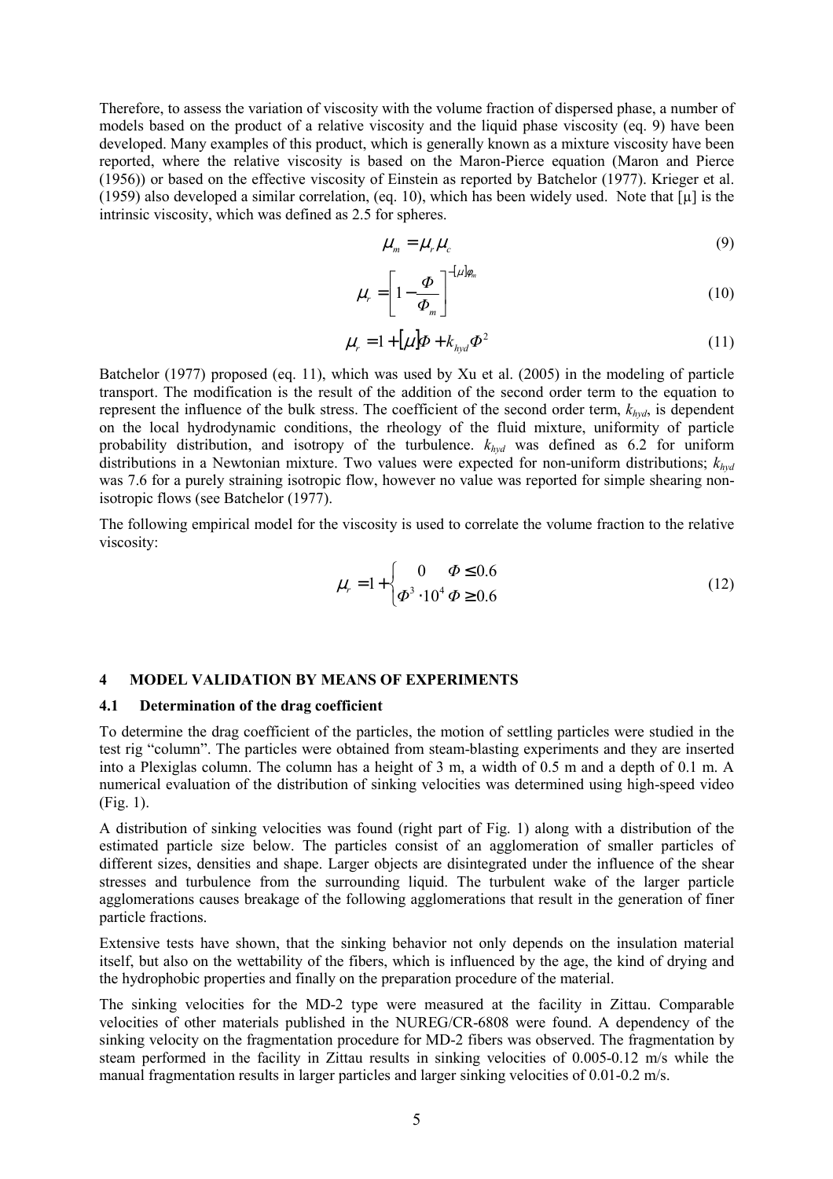Therefore, to assess the variation of viscosity with the volume fraction of dispersed phase, a number of models based on the product of a relative viscosity and the liquid phase viscosity (eq. 9) have been developed. Many examples of this product, which is generally known as a mixture viscosity have been reported, where the relative viscosity is based on the Maron-Pierce equation (Maron and Pierce (1956)) or based on the effective viscosity of Einstein as reported by Batchelor (1977). Krieger et al. (1959) also developed a similar correlation, (eq. 10), which has been widely used. Note that [μ] is the intrinsic viscosity, which was defined as 2.5 for spheres.

$$\mu_m = \mu_r \mu_c \tag{9}$$

$$\mu_r = \left[1 - \frac{\Phi}{\Phi_m}\right]^{-[\mu]\varphi_m} \tag{10}$$

$$\mu_r = 1 + [\mu]\Phi + k_{hyd}\Phi^2 \tag{11}$$

Batchelor (1977) proposed (eq. 11), which was used by Xu et al. (2005) in the modeling of particle transport. The modification is the result of the addition of the second order term to the equation to represent the influence of the bulk stress. The coefficient of the second order term, $k_{hyd}$, is dependent on the local hydrodynamic conditions, the rheology of the fluid mixture, uniformity of particle probability distribution, and isotropy of the turbulence. $k_{hyd}$ was defined as 6.2 for uniform distributions in a Newtonian mixture. Two values were expected for non-uniform distributions; $k_{hyd}$ was 7.6 for a purely straining isotropic flow, however no value was reported for simple shearing non-isotropic flows (see Batchelor (1977).

The following empirical model for the viscosity is used to correlate the volume fraction to the relative viscosity:

$$\mu_r = 1 + \begin{cases} 0 & \Phi \leq 0.6 \\ \Phi^3 \cdot 10^4 & \Phi \geq 0.6 \end{cases} \tag{12}$$

## 4 MODEL VALIDATION BY MEANS OF EXPERIMENTS

### 4.1 Determination of the drag coefficient

To determine the drag coefficient of the particles, the motion of settling particles were studied in the test rig "column". The particles were obtained from steam-blasting experiments and they are inserted into a Plexiglas column. The column has a height of 3 m, a width of 0.5 m and a depth of 0.1 m. A numerical evaluation of the distribution of sinking velocities was determined using high-speed video (Fig. 1).

A distribution of sinking velocities was found (right part of Fig. 1) along with a distribution of the estimated particle size below. The particles consist of an agglomeration of smaller particles of different sizes, densities and shape. Larger objects are disintegrated under the influence of the shear stresses and turbulence from the surrounding liquid. The turbulent wake of the larger particle agglomerations causes breakage of the following agglomerations that result in the generation of finer particle fractions.

Extensive tests have shown, that the sinking behavior not only depends on the insulation material itself, but also on the wettability of the fibers, which is influenced by the age, the kind of drying and the hydrophobic properties and finally on the preparation procedure of the material.

The sinking velocities for the MD-2 type were measured at the facility in Zittau. Comparable velocities of other materials published in the NUREG/CR-6808 were found. A dependency of the sinking velocity on the fragmentation procedure for MD-2 fibers was observed. The fragmentation by steam performed in the facility in Zittau results in sinking velocities of 0.005-0.12 m/s while the manual fragmentation results in larger particles and larger sinking velocities of 0.01-0.2 m/s.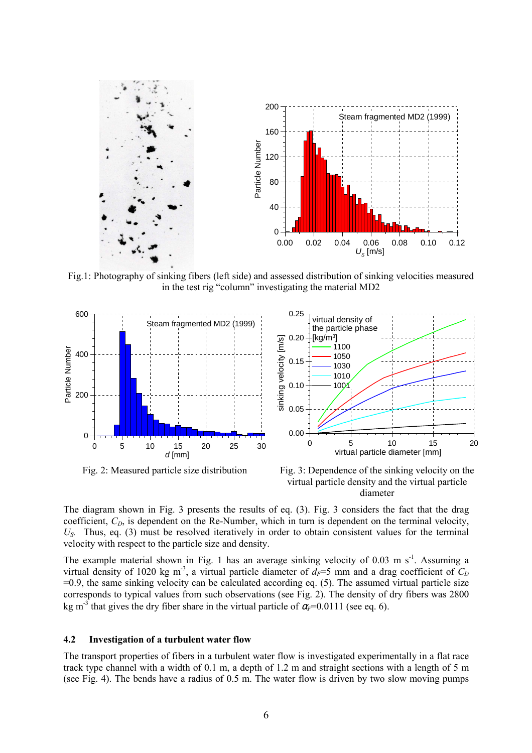Steam fragmented MD2 (1999)

200
160
120
80
40
0

Particle Number

0.00 0.02 0.04 0.06 0.08 0.10 0.12

$U_S$ [m/s]

Fig.1: Photography of sinking fibers (left side) and assessed distribution of sinking velocities measured in the test rig "column" investigating the material MD2

Steam fragmented MD2 (1999)

600
400
200
0

Particle Number

0 5 10 15 20 25 30

*d* [mm]

Fig. 2: Measured particle size distribution

virtual density of the particle phase [kg/m³]

1100
1050
1030
1010
1001

sinking velocity [m/s]

0.25
0.20
0.15
0.10
0.05
0.00

0 5 10 15 20

virtual particle diameter [mm]

Fig. 3: Dependence of the sinking velocity on the virtual particle density and the virtual particle diameter

The diagram shown in Fig. 3 presents the results of eq. (3). Fig. 3 considers the fact that the drag coefficient, $C_D$, is dependent on the Re-Number, which in turn is dependent on the terminal velocity, $U_S$. Thus, eq. (3) must be resolved iteratively in order to obtain consistent values for the terminal velocity with respect to the particle size and density.

The example material shown in Fig. 1 has an average sinking velocity of 0.03 m $s^{-1}$. Assuming a virtual density of 1020 kg $m^{-3}$, a virtual particle diameter of $d_F$=5 mm and a drag coefficient of $C_D$ =0.9, the same sinking velocity can be calculated according eq. (5). The assumed virtual particle size corresponds to typical values from such observations (see Fig. 2). The density of dry fibers was 2800 kg $m^{-3}$ that gives the dry fiber share in the virtual particle of $\alpha_F$=0.0111 (see eq. 6).

### 4.2 Investigation of a turbulent water flow

The transport properties of fibers in a turbulent water flow is investigated experimentally in a flat race track type channel with a width of 0.1 m, a depth of 1.2 m and straight sections with a length of 5 m (see Fig. 4). The bends have a radius of 0.5 m. The water flow is driven by two slow moving pumps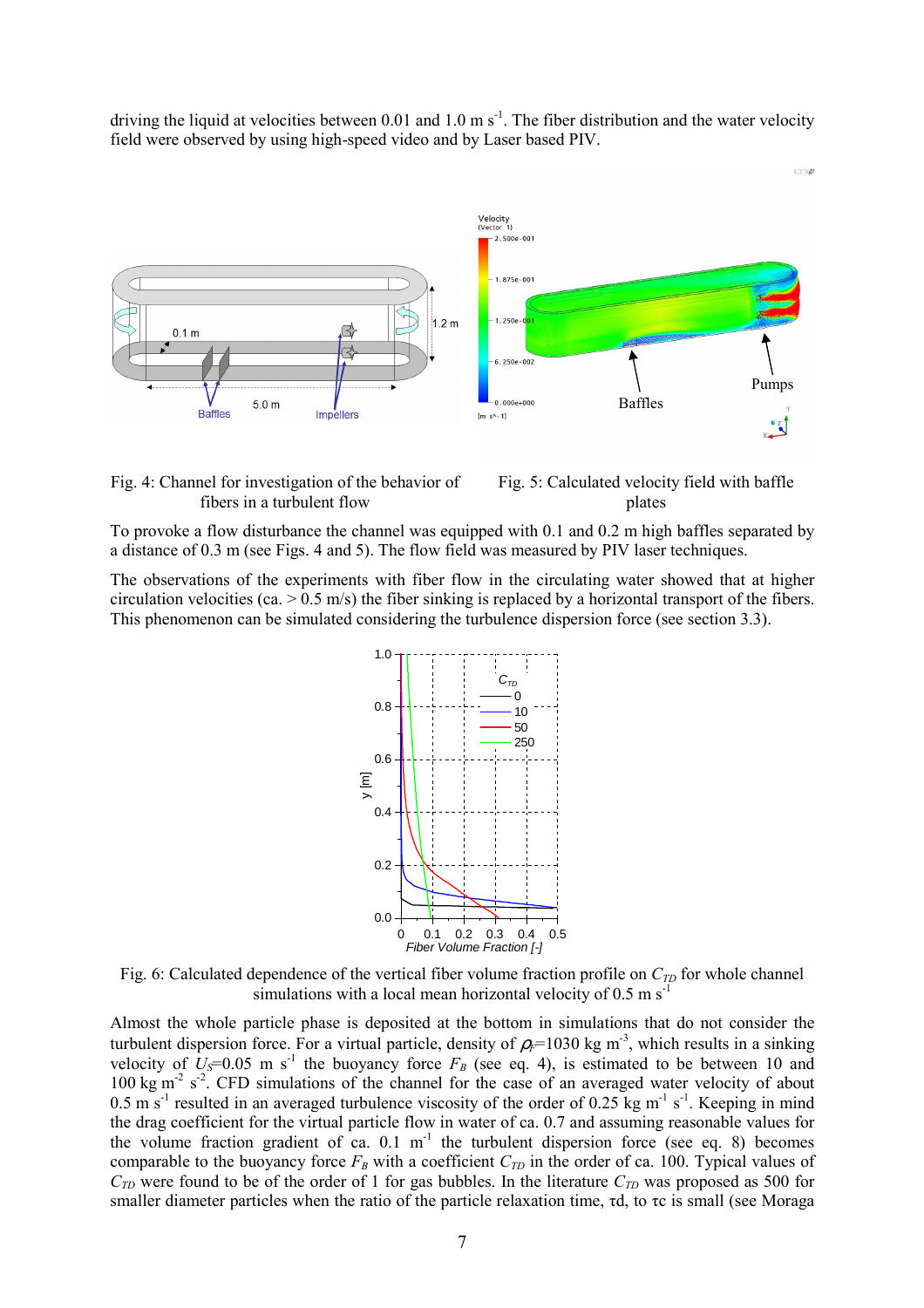driving the liquid at velocities between 0.01 and 1.0 m s$^{-1}$. The fiber distribution and the water velocity field were observed by using high-speed video and by Laser based PIV.

0.1 m
1.2 m
5.0 m
Baffles
Impellers

Fig. 4: Channel for investigation of the behavior of fibers in a turbulent flow

Velocity
(Vector 1)
2.500e-001
1.875e-001
1.250e-001
6.250e-002
0.000e+000
[m s^-1]
Baffles
Pumps

Fig. 5: Calculated velocity field with baffle plates

To provoke a flow disturbance the channel was equipped with 0.1 and 0.2 m high baffles separated by a distance of 0.3 m (see Figs. 4 and 5). The flow field was measured by PIV laser techniques.

The observations of the experiments with fiber flow in the circulating water showed that at higher circulation velocities (ca. > 0.5 m/s) the fiber sinking is replaced by a horizontal transport of the fibers. This phenomenon can be simulated considering the turbulence dispersion force (see section 3.3).

y [m]
1.0
0.8
0.6
0.4
0.2
0.0
0
0.1
0.2
0.3
0.4
0.5
Fiber Volume Fraction [-]
$C_{TD}$
0
10
50
250

Fig. 6: Calculated dependence of the vertical fiber volume fraction profile on $C_{TD}$ for whole channel simulations with a local mean horizontal velocity of 0.5 m s$^{-1}$

Almost the whole particle phase is deposited at the bottom in simulations that do not consider the turbulent dispersion force. For a virtual particle, density of $\rho_F$=1030 kg m$^{-3}$, which results in a sinking velocity of $U_S$=0.05 m s$^{-1}$ the buoyancy force $F_B$ (see eq. 4), is estimated to be between 10 and 100 kg m$^{-2}$ s$^{-2}$. CFD simulations of the channel for the case of an averaged water velocity of about 0.5 m s$^{-1}$ resulted in an averaged turbulence viscosity of the order of 0.25 kg m$^{-1}$ s$^{-1}$. Keeping in mind the drag coefficient for the virtual particle flow in water of ca. 0.7 and assuming reasonable values for the volume fraction gradient of ca. 0.1 m$^{-1}$ the turbulent dispersion force (see eq. 8) becomes comparable to the buoyancy force $F_B$ with a coefficient $C_{TD}$ in the order of ca. 100. Typical values of $C_{TD}$ were found to be of the order of 1 for gas bubbles. In the literature $C_{TD}$ was proposed as 500 for smaller diameter particles when the ratio of the particle relaxation time, $\tau$d, to $\tau$c is small (see Moraga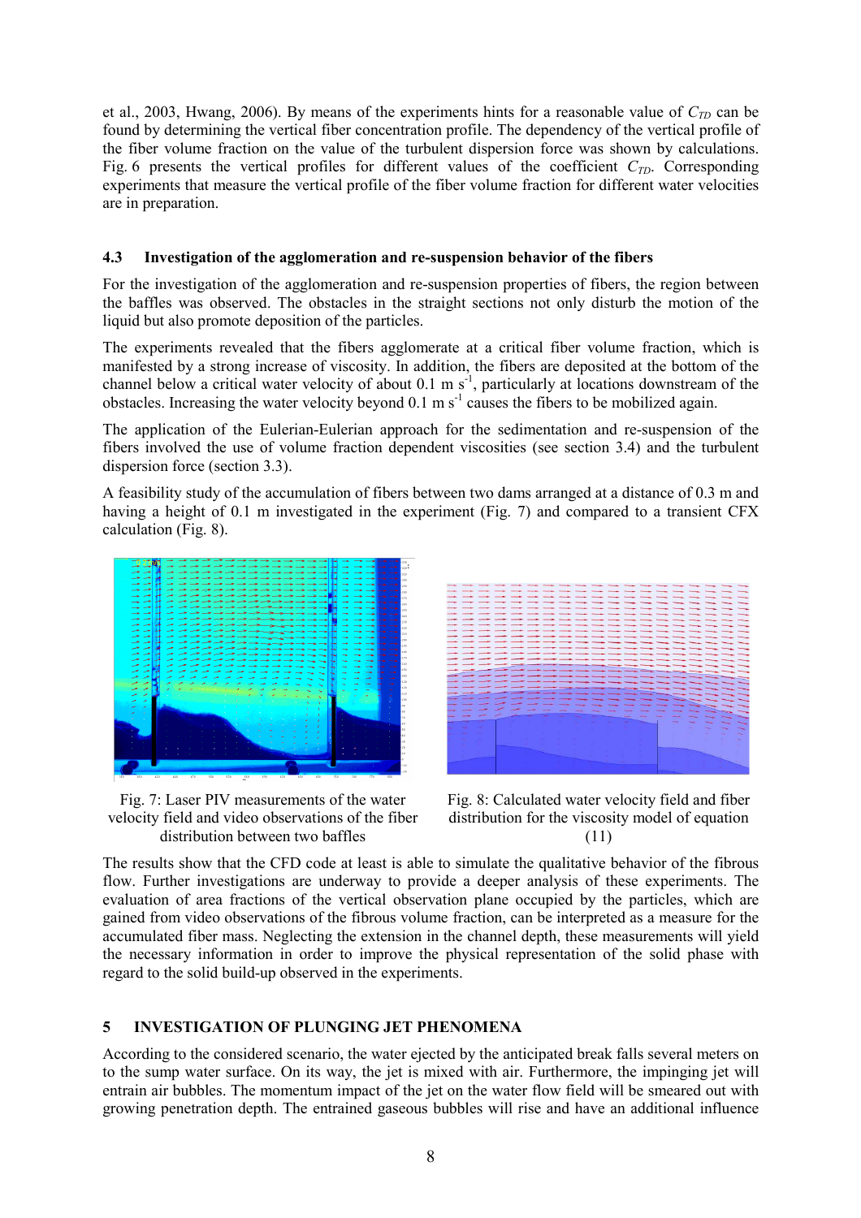et al., 2003, Hwang, 2006). By means of the experiments hints for a reasonable value of $C_{TD}$ can be found by determining the vertical fiber concentration profile. The dependency of the vertical profile of the fiber volume fraction on the value of the turbulent dispersion force was shown by calculations. Fig. 6 presents the vertical profiles for different values of the coefficient $C_{TD}$. Corresponding experiments that measure the vertical profile of the fiber volume fraction for different water velocities are in preparation.

### 4.3 Investigation of the agglomeration and re-suspension behavior of the fibers

For the investigation of the agglomeration and re-suspension properties of fibers, the region between the baffles was observed. The obstacles in the straight sections not only disturb the motion of the liquid but also promote deposition of the particles.

The experiments revealed that the fibers agglomerate at a critical fiber volume fraction, which is manifested by a strong increase of viscosity. In addition, the fibers are deposited at the bottom of the channel below a critical water velocity of about 0.1 m s$^{-1}$, particularly at locations downstream of the obstacles. Increasing the water velocity beyond 0.1 m s$^{-1}$ causes the fibers to be mobilized again.

The application of the Eulerian-Eulerian approach for the sedimentation and re-suspension of the fibers involved the use of volume fraction dependent viscosities (see section 3.4) and the turbulent dispersion force (section 3.3).

A feasibility study of the accumulation of fibers between two dams arranged at a distance of 0.3 m and having a height of 0.1 m investigated in the experiment (Fig. 7) and compared to a transient CFX calculation (Fig. 8).

Fig. 7: Laser PIV measurements of the water velocity field and video observations of the fiber distribution between two baffles

Fig. 8: Calculated water velocity field and fiber distribution for the viscosity model of equation (11)

The results show that the CFD code at least is able to simulate the qualitative behavior of the fibrous flow. Further investigations are underway to provide a deeper analysis of these experiments. The evaluation of area fractions of the vertical observation plane occupied by the particles, which are gained from video observations of the fibrous volume fraction, can be interpreted as a measure for the accumulated fiber mass. Neglecting the extension in the channel depth, these measurements will yield the necessary information in order to improve the physical representation of the solid phase with regard to the solid build-up observed in the experiments.

## 5 INVESTIGATION OF PLUNGING JET PHENOMENA

According to the considered scenario, the water ejected by the anticipated break falls several meters on to the sump water surface. On its way, the jet is mixed with air. Furthermore, the impinging jet will entrain air bubbles. The momentum impact of the jet on the water flow field will be smeared out with growing penetration depth. The entrained gaseous bubbles will rise and have an additional influence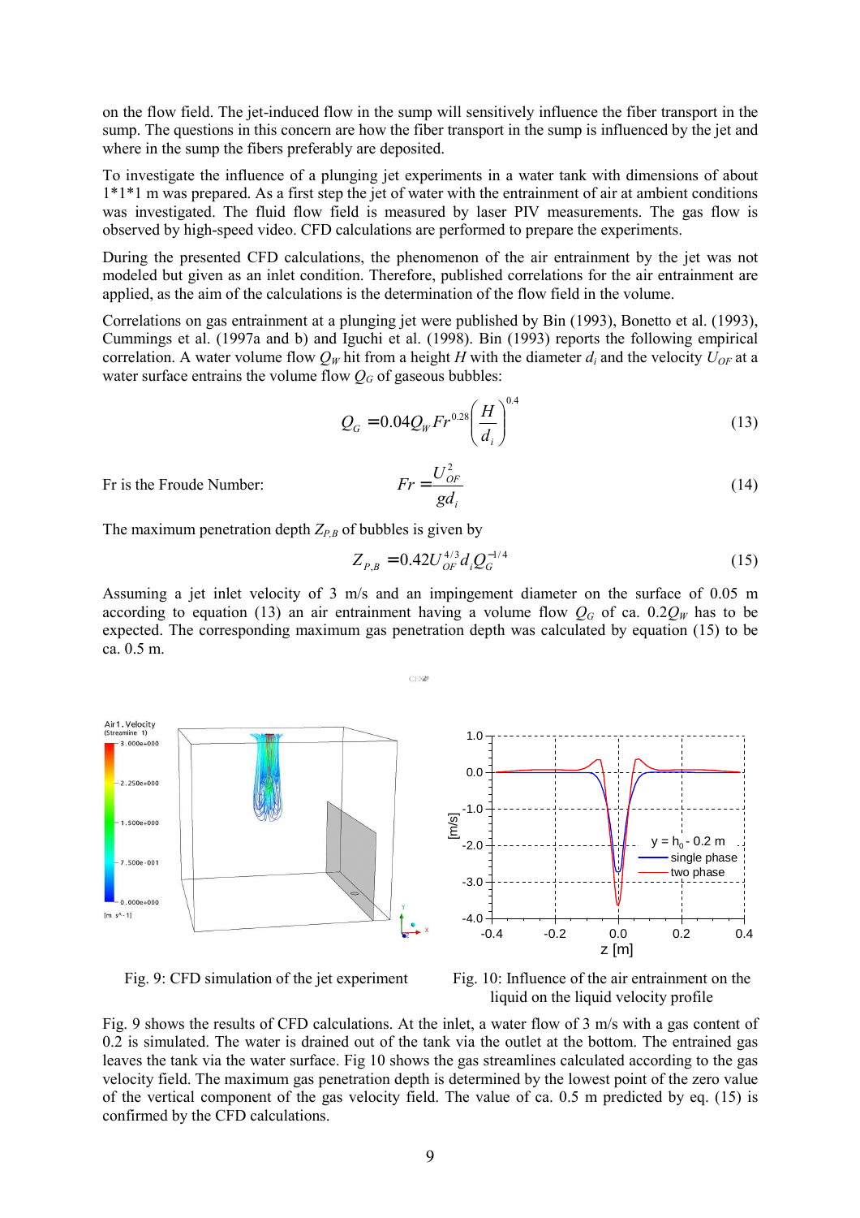on the flow field. The jet-induced flow in the sump will sensitively influence the fiber transport in the sump. The questions in this concern are how the fiber transport in the sump is influenced by the jet and where in the sump the fibers preferably are deposited.

To investigate the influence of a plunging jet experiments in a water tank with dimensions of about 1*1*1 m was prepared. As a first step the jet of water with the entrainment of air at ambient conditions was investigated. The fluid flow field is measured by laser PIV measurements. The gas flow is observed by high-speed video. CFD calculations are performed to prepare the experiments.

During the presented CFD calculations, the phenomenon of the air entrainment by the jet was not modeled but given as an inlet condition. Therefore, published correlations for the air entrainment are applied, as the aim of the calculations is the determination of the flow field in the volume.

Correlations on gas entrainment at a plunging jet were published by Bin (1993), Bonetto et al. (1993), Cummings et al. (1997a and b) and Iguchi et al. (1998). Bin (1993) reports the following empirical correlation. A water volume flow $Q_W$ hit from a height $H$ with the diameter $d_i$ and the velocity $U_{OF}$ at a water surface entrains the volume flow $Q_G$ of gaseous bubbles:

$$Q_G = 0.04 Q_W Fr^{0.28} \left( \frac{H}{d_i} \right)^{0.4} \tag{13}$$

Fr is the Froude Number:

$$Fr = \frac{U_{OF}^2}{g d_i} \tag{14}$$

The maximum penetration depth $Z_{P,B}$ of bubbles is given by

$$Z_{P,B} = 0.42 U_{OF}^{4/3} d_i Q_G^{-1/4} \tag{15}$$

Assuming a jet inlet velocity of 3 m/s and an impingement diameter on the surface of 0.05 m according to equation (13) an air entrainment having a volume flow $Q_G$ of ca. $0.2 Q_W$ has to be expected. The corresponding maximum gas penetration depth was calculated by equation (15) to be ca. 0.5 m.

Air1.Velocity
(Streamline 1)
3.000e+000
2.250e+000
1.500e+000
7.500e-001
0.000e+000
[m s^-1]

Fig. 9: CFD simulation of the jet experiment

[m/s]
1.0
0.0
-1.0
-2.0
-3.0
-4.0
-0.4
-0.2
0.0
0.2
0.4
z [m]
y = h₀ - 0.2 m
single phase
two phase

Fig. 10: Influence of the air entrainment on the liquid on the liquid velocity profile

Fig. 9 shows the results of CFD calculations. At the inlet, a water flow of 3 m/s with a gas content of 0.2 is simulated. The water is drained out of the tank via the outlet at the bottom. The entrained gas leaves the tank via the water surface. Fig 10 shows the gas streamlines calculated according to the gas velocity field. The maximum gas penetration depth is determined by the lowest point of the zero value of the vertical component of the gas velocity field. The value of ca. 0.5 m predicted by eq. (15) is confirmed by the CFD calculations.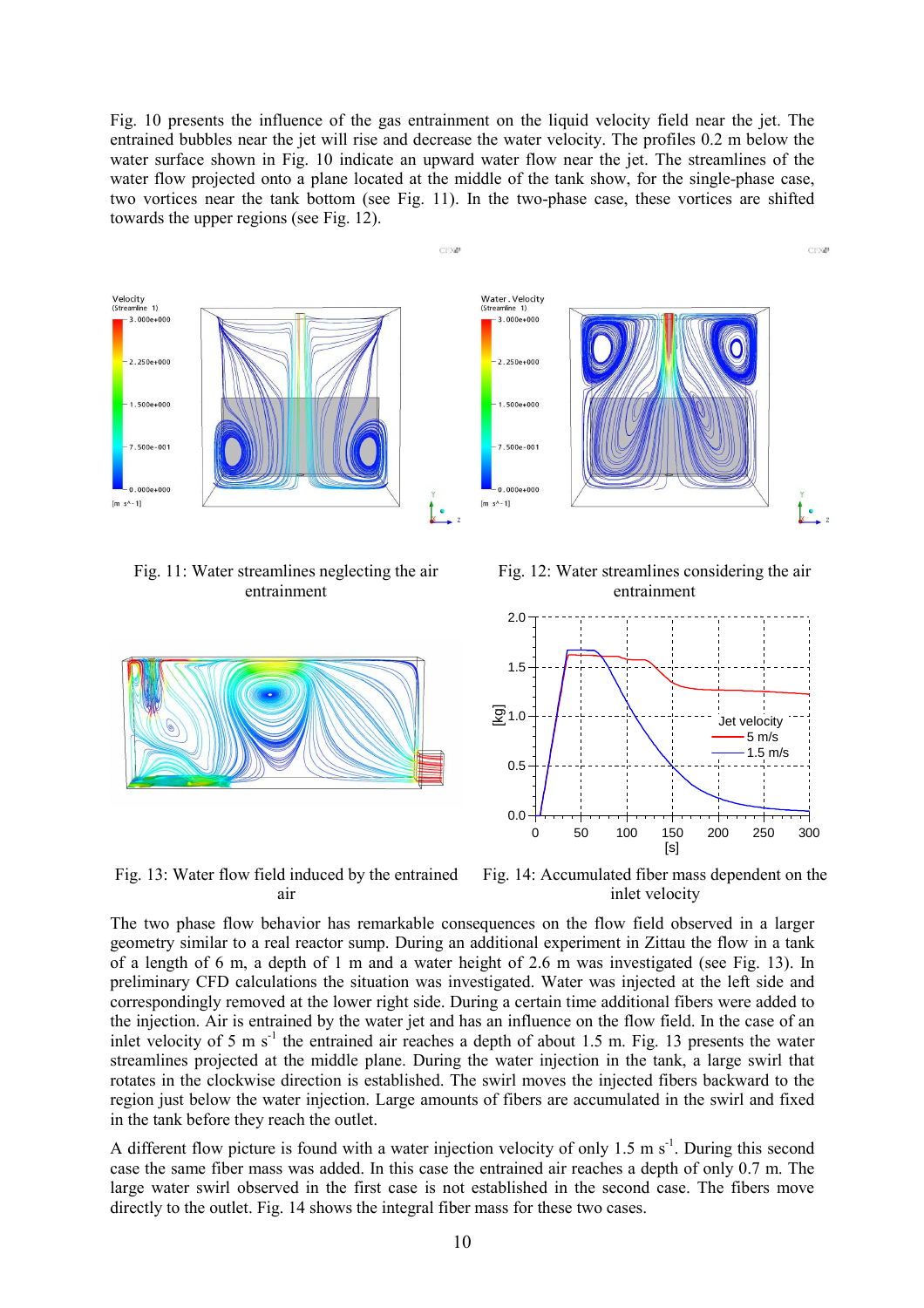Fig. 10 presents the influence of the gas entrainment on the liquid velocity field near the jet. The entrained bubbles near the jet will rise and decrease the water velocity. The profiles 0.2 m below the water surface shown in Fig. 10 indicate an upward water flow near the jet. The streamlines of the water flow projected onto a plane located at the middle of the tank show, for the single-phase case, two vortices near the tank bottom (see Fig. 11). In the two-phase case, these vortices are shifted towards the upper regions (see Fig. 12).

Velocity
(Streamline 1)
3.000e+000
2.250e+000
1.500e+000
7.500e-001
0.000e+000
[m s^-1]

Fig. 11: Water streamlines neglecting the air entrainment

Water.Velocity
(Streamline 1)
3.000e+000
2.250e+000
1.500e+000
7.500e-001
0.000e+000
[m s^-1]

Fig. 12: Water streamlines considering the air entrainment

Fig. 13: Water flow field induced by the entrained air

[kg]
2.0
1.5
1.0
0.5
0.0
0
50
100
150
200
250
300
[s]
Jet velocity
5 m/s
1.5 m/s

Fig. 14: Accumulated fiber mass dependent on the inlet velocity

The two phase flow behavior has remarkable consequences on the flow field observed in a larger geometry similar to a real reactor sump. During an additional experiment in Zittau the flow in a tank of a length of 6 m, a depth of 1 m and a water height of 2.6 m was investigated (see Fig. 13). In preliminary CFD calculations the situation was investigated. Water was injected at the left side and correspondingly removed at the lower right side. During a certain time additional fibers were added to the injection. Air is entrained by the water jet and has an influence on the flow field. In the case of an inlet velocity of 5 m s$^{-1}$ the entrained air reaches a depth of about 1.5 m. Fig. 13 presents the water streamlines projected at the middle plane. During the water injection in the tank, a large swirl that rotates in the clockwise direction is established. The swirl moves the injected fibers backward to the region just below the water injection. Large amounts of fibers are accumulated in the swirl and fixed in the tank before they reach the outlet.

A different flow picture is found with a water injection velocity of only 1.5 m s$^{-1}$. During this second case the same fiber mass was added. In this case the entrained air reaches a depth of only 0.7 m. The large water swirl observed in the first case is not established in the second case. The fibers move directly to the outlet. Fig. 14 shows the integral fiber mass for these two cases.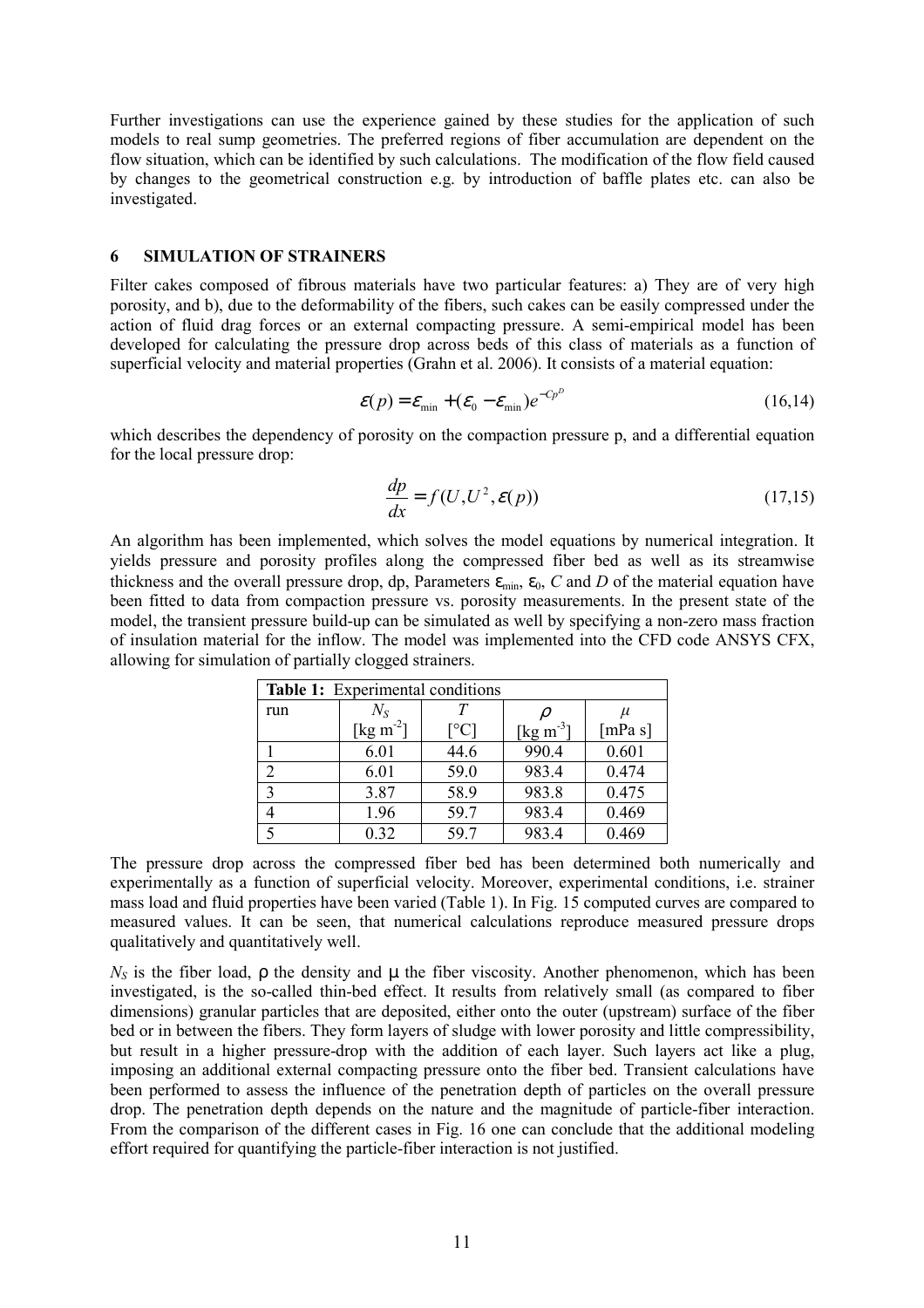Further investigations can use the experience gained by these studies for the application of such models to real sump geometries. The preferred regions of fiber accumulation are dependent on the flow situation, which can be identified by such calculations. The modification of the flow field caused by changes to the geometrical construction e.g. by introduction of baffle plates etc. can also be investigated.

## 6 SIMULATION OF STRAINERS

Filter cakes composed of fibrous materials have two particular features: a) They are of very high porosity, and b), due to the deformability of the fibers, such cakes can be easily compressed under the action of fluid drag forces or an external compacting pressure. A semi-empirical model has been developed for calculating the pressure drop across beds of this class of materials as a function of superficial velocity and material properties (Grahn et al. 2006). It consists of a material equation:

$$\varepsilon(p) = \varepsilon_{\min} + (\varepsilon_0 - \varepsilon_{\min}) e^{-Cp^D} \tag{16,14}$$

which describes the dependency of porosity on the compaction pressure p, and a differential equation for the local pressure drop:

$$\frac{dp}{dx} = f(U, U^2, \varepsilon(p)) \tag{17,15}$$

An algorithm has been implemented, which solves the model equations by numerical integration. It yields pressure and porosity profiles along the compressed fiber bed as well as its streamwise thickness and the overall pressure drop, dp, Parameters $\varepsilon_{\min}$, $\varepsilon_0$, $C$ and $D$ of the material equation have been fitted to data from compaction pressure vs. porosity measurements. In the present state of the model, the transient pressure build-up can be simulated as well by specifying a non-zero mass fraction of insulation material for the inflow. The model was implemented into the CFD code ANSYS CFX, allowing for simulation of partially clogged strainers.

**Table 1:** Experimental conditions

| run | $N_S$ [kg m$^{-2}$] | $T$ [°C] | $\rho$ [kg m$^{-3}$] | $\mu$ [mPa s] |
|---|---|---|---|---|
| 1 | 6.01 | 44.6 | 990.4 | 0.601 |
| 2 | 6.01 | 59.0 | 983.4 | 0.474 |
| 3 | 3.87 | 58.9 | 983.8 | 0.475 |
| 4 | 1.96 | 59.7 | 983.4 | 0.469 |
| 5 | 0.32 | 59.7 | 983.4 | 0.469 |

The pressure drop across the compressed fiber bed has been determined both numerically and experimentally as a function of superficial velocity. Moreover, experimental conditions, i.e. strainer mass load and fluid properties have been varied (Table 1). In Fig. 15 computed curves are compared to measured values. It can be seen, that numerical calculations reproduce measured pressure drops qualitatively and quantitatively well.

$N_S$ is the fiber load, $\rho$ the density and $\mu$ the fiber viscosity. Another phenomenon, which has been investigated, is the so-called thin-bed effect. It results from relatively small (as compared to fiber dimensions) granular particles that are deposited, either onto the outer (upstream) surface of the fiber bed or in between the fibers. They form layers of sludge with lower porosity and little compressibility, but result in a higher pressure-drop with the addition of each layer. Such layers act like a plug, imposing an additional external compacting pressure onto the fiber bed. Transient calculations have been performed to assess the influence of the penetration depth of particles on the overall pressure drop. The penetration depth depends on the nature and the magnitude of particle-fiber interaction. From the comparison of the different cases in Fig. 16 one can conclude that the additional modeling effort required for quantifying the particle-fiber interaction is not justified.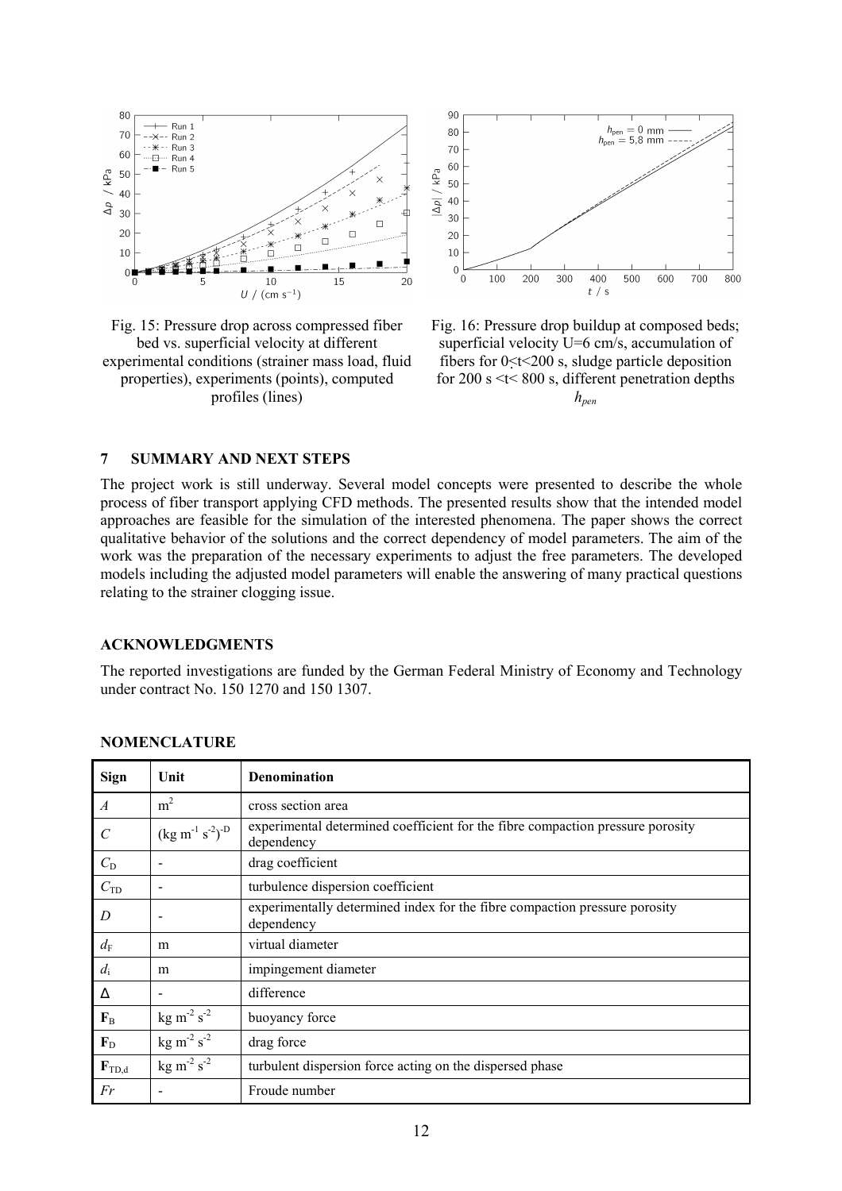Run 1
Run 2
Run 3
Run 4
Run 5

Δp / kPa

U / (cm s⁻¹)

Fig. 15: Pressure drop across compressed fiber bed vs. superficial velocity at different experimental conditions (strainer mass load, fluid properties), experiments (points), computed profiles (lines)

$h_{pen}$ = 0 mm
$h_{pen}$ = 5,8 mm

|Δp| / kPa

t / s

Fig. 16: Pressure drop buildup at composed beds; superficial velocity U=6 cm/s, accumulation of fibers for 0<t<200 s, sludge particle deposition for 200 s <t< 800 s, different penetration depths $h_{pen}$

## 7 SUMMARY AND NEXT STEPS

The project work is still underway. Several model concepts were presented to describe the whole process of fiber transport applying CFD methods. The presented results show that the intended model approaches are feasible for the simulation of the interested phenomena. The paper shows the correct qualitative behavior of the solutions and the correct dependency of model parameters. The aim of the work was the preparation of the necessary experiments to adjust the free parameters. The developed models including the adjusted model parameters will enable the answering of many practical questions relating to the strainer clogging issue.

## ACKNOWLEDGMENTS

The reported investigations are funded by the German Federal Ministry of Economy and Technology under contract No. 150 1270 and 150 1307.

## NOMENCLATURE

| Sign | Unit | Denomination |
|---|---|---|
| $A$ | $m^2$ | cross section area |
| $C$ | $(kg\ m^{-1}\ s^{-2})^{-D}$ | experimental determined coefficient for the fibre compaction pressure porosity dependency |
| $C_D$ | - | drag coefficient |
| $C_{TD}$ | - | turbulence dispersion coefficient |
| $D$ | - | experimentally determined index for the fibre compaction pressure porosity dependency |
| $d_F$ | m | virtual diameter |
| $d_i$ | m | impingement diameter |
| $\Delta$ | - | difference |
| $\mathbf{F}_B$ | $kg\ m^{-2}\ s^{-2}$ | buoyancy force |
| $\mathbf{F}_D$ | $kg\ m^{-2}\ s^{-2}$ | drag force |
| $\mathbf{F}_{TD,d}$ | $kg\ m^{-2}\ s^{-2}$ | turbulent dispersion force acting on the dispersed phase |
| $Fr$ | - | Froude number |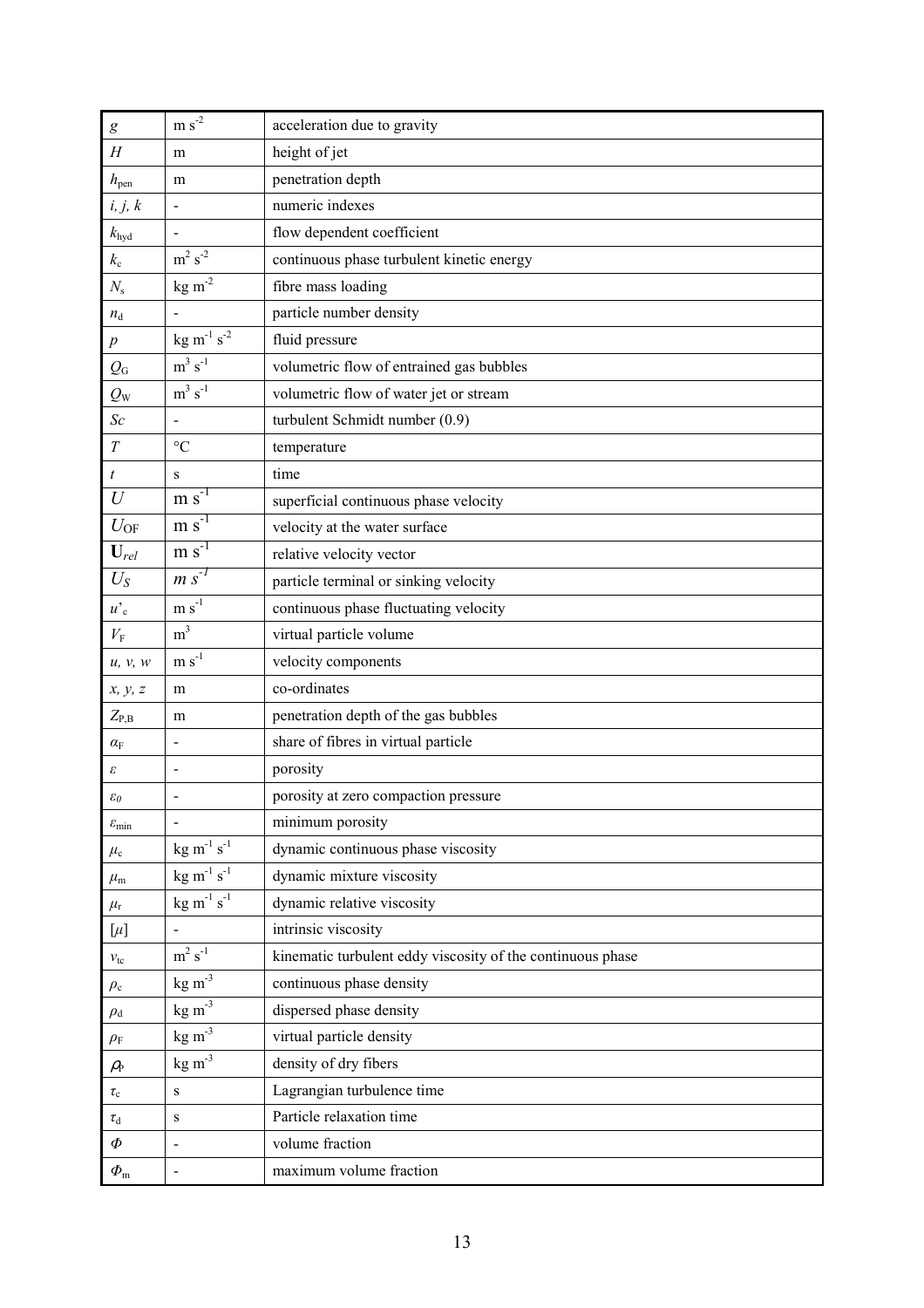| | | |
|---|---|---|
| $g$ | $m\ s^{-2}$ | acceleration due to gravity |
| $H$ | m | height of jet |
| $h_{pen}$ | m | penetration depth |
| $i, j, k$ | - | numeric indexes |
| $k_{hyd}$ | - | flow dependent coefficient |
| $k_c$ | $m^2\ s^{-2}$ | continuous phase turbulent kinetic energy |
| $N_s$ | $kg\ m^{-2}$ | fibre mass loading |
| $n_d$ | - | particle number density |
| $p$ | $kg\ m^{-1}\ s^{-2}$ | fluid pressure |
| $Q_G$ | $m^3\ s^{-1}$ | volumetric flow of entrained gas bubbles |
| $Q_W$ | $m^3\ s^{-1}$ | volumetric flow of water jet or stream |
| $Sc$ | - | turbulent Schmidt number (0.9) |
| $T$ | °C | temperature |
| $t$ | s | time |
| $U$ | $m\ s^{-1}$ | superficial continuous phase velocity |
| $U_{OF}$ | $m\ s^{-1}$ | velocity at the water surface |
| $\mathbf{U}_{rel}$ | $m\ s^{-1}$ | relative velocity vector |
| $U_S$ | $m\ s^{-1}$ | particle terminal or sinking velocity |
| $u'_c$ | $m\ s^{-1}$ | continuous phase fluctuating velocity |
| $V_F$ | $m^3$ | virtual particle volume |
| $u, v, w$ | $m\ s^{-1}$ | velocity components |
| $x, y, z$ | m | co-ordinates |
| $Z_{P,B}$ | m | penetration depth of the gas bubbles |
| $\alpha_F$ | - | share of fibres in virtual particle |
| $\varepsilon$ | - | porosity |
| $\varepsilon_0$ | - | porosity at zero compaction pressure |
| $\varepsilon_{min}$ | - | minimum porosity |
| $\mu_c$ | $kg\ m^{-1}\ s^{-1}$ | dynamic continuous phase viscosity |
| $\mu_m$ | $kg\ m^{-1}\ s^{-1}$ | dynamic mixture viscosity |
| $\mu_r$ | $kg\ m^{-1}\ s^{-1}$ | dynamic relative viscosity |
| $[\mu]$ | - | intrinsic viscosity |
| $\nu_{tc}$ | $m^2\ s^{-1}$ | kinematic turbulent eddy viscosity of the continuous phase |
| $\rho_c$ | $kg\ m^{-3}$ | continuous phase density |
| $\rho_d$ | $kg\ m^{-3}$ | dispersed phase density |
| $\rho_F$ | $kg\ m^{-3}$ | virtual particle density |
| $\rho_P$ | $kg\ m^{-3}$ | density of dry fibers |
| $\tau_c$ | s | Lagrangian turbulence time |
| $\tau_d$ | s | Particle relaxation time |
| $\Phi$ | - | volume fraction |
| $\Phi_m$ | - | maximum volume fraction |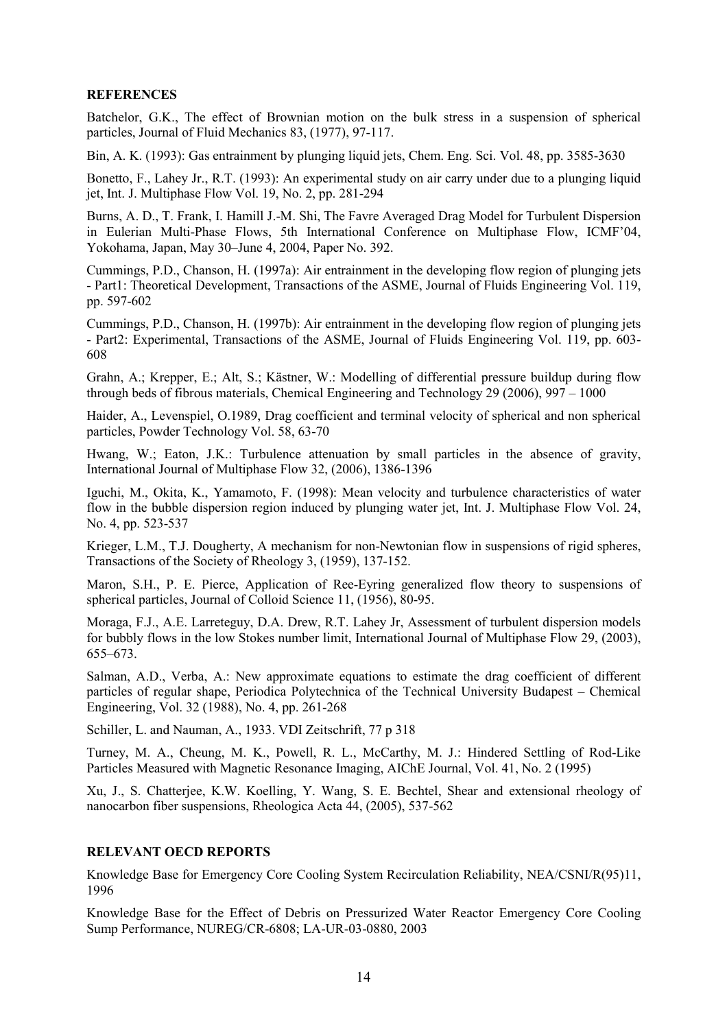**REFERENCES**

Batchelor, G.K., The effect of Brownian motion on the bulk stress in a suspension of spherical particles, Journal of Fluid Mechanics 83, (1977), 97-117.

Bin, A. K. (1993): Gas entrainment by plunging liquid jets, Chem. Eng. Sci. Vol. 48, pp. 3585-3630

Bonetto, F., Lahey Jr., R.T. (1993): An experimental study on air carry under due to a plunging liquid jet, Int. J. Multiphase Flow Vol. 19, No. 2, pp. 281-294

Burns, A. D., T. Frank, I. Hamill J.-M. Shi, The Favre Averaged Drag Model for Turbulent Dispersion in Eulerian Multi-Phase Flows, 5th International Conference on Multiphase Flow, ICMF'04, Yokohama, Japan, May 30–June 4, 2004, Paper No. 392.

Cummings, P.D., Chanson, H. (1997a): Air entrainment in the developing flow region of plunging jets - Part1: Theoretical Development, Transactions of the ASME, Journal of Fluids Engineering Vol. 119, pp. 597-602

Cummings, P.D., Chanson, H. (1997b): Air entrainment in the developing flow region of plunging jets - Part2: Experimental, Transactions of the ASME, Journal of Fluids Engineering Vol. 119, pp. 603-608

Grahn, A.; Krepper, E.; Alt, S.; Kästner, W.: Modelling of differential pressure buildup during flow through beds of fibrous materials, Chemical Engineering and Technology 29 (2006), 997 – 1000

Haider, A., Levenspiel, O.1989, Drag coefficient and terminal velocity of spherical and non spherical particles, Powder Technology Vol. 58, 63-70

Hwang, W.; Eaton, J.K.: Turbulence attenuation by small particles in the absence of gravity, International Journal of Multiphase Flow 32, (2006), 1386-1396

Iguchi, M., Okita, K., Yamamoto, F. (1998): Mean velocity and turbulence characteristics of water flow in the bubble dispersion region induced by plunging water jet, Int. J. Multiphase Flow Vol. 24, No. 4, pp. 523-537

Krieger, L.M., T.J. Dougherty, A mechanism for non-Newtonian flow in suspensions of rigid spheres, Transactions of the Society of Rheology 3, (1959), 137-152.

Maron, S.H., P. E. Pierce, Application of Ree-Eyring generalized flow theory to suspensions of spherical particles, Journal of Colloid Science 11, (1956), 80-95.

Moraga, F.J., A.E. Larreteguy, D.A. Drew, R.T. Lahey Jr, Assessment of turbulent dispersion models for bubbly flows in the low Stokes number limit, International Journal of Multiphase Flow 29, (2003), 655–673.

Salman, A.D., Verba, A.: New approximate equations to estimate the drag coefficient of different particles of regular shape, Periodica Polytechnica of the Technical University Budapest – Chemical Engineering, Vol. 32 (1988), No. 4, pp. 261-268

Schiller, L. and Nauman, A., 1933. VDI Zeitschrift, 77 p 318

Turney, M. A., Cheung, M. K., Powell, R. L., McCarthy, M. J.: Hindered Settling of Rod-Like Particles Measured with Magnetic Resonance Imaging, AIChE Journal, Vol. 41, No. 2 (1995)

Xu, J., S. Chatterjee, K.W. Koelling, Y. Wang, S. E. Bechtel, Shear and extensional rheology of nanocarbon fiber suspensions, Rheologica Acta 44, (2005), 537-562

**RELEVANT OECD REPORTS**

Knowledge Base for Emergency Core Cooling System Recirculation Reliability, NEA/CSNI/R(95)11, 1996

Knowledge Base for the Effect of Debris on Pressurized Water Reactor Emergency Core Cooling Sump Performance, NUREG/CR-6808; LA-UR-03-0880, 2003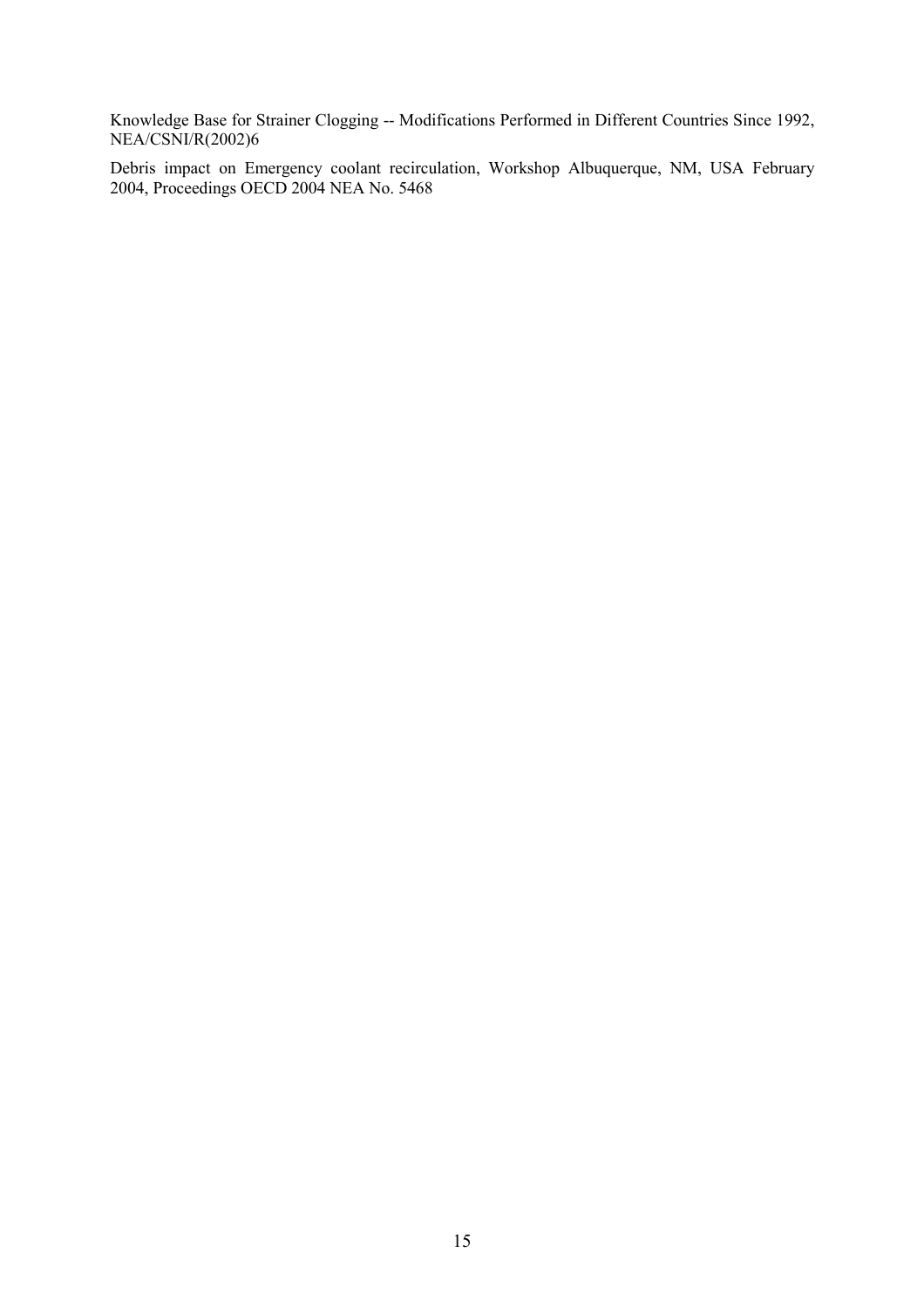Knowledge Base for Strainer Clogging -- Modifications Performed in Different Countries Since 1992, NEA/CSNI/R(2002)6

Debris impact on Emergency coolant recirculation, Workshop Albuquerque, NM, USA February 2004, Proceedings OECD 2004 NEA No. 5468